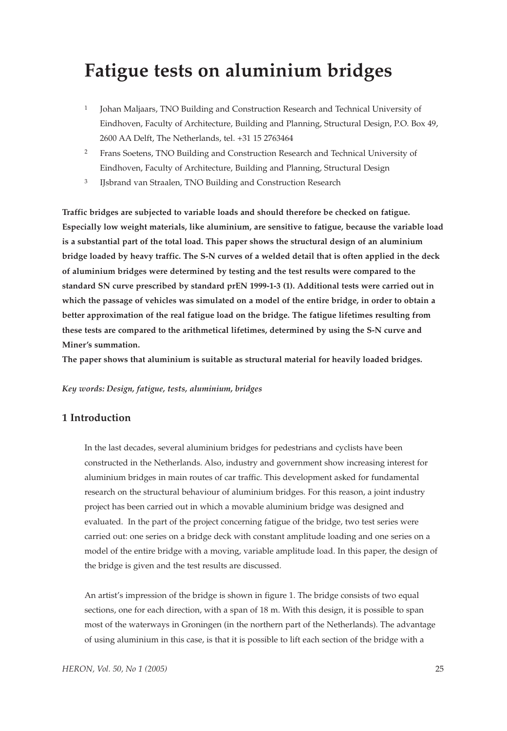# Fatigue tests on aluminium bridges

[1] Johan Maljaars, TNO Building and Construction Research and Technical University of Eindhoven, Faculty of Architecture, Building and Planning, Structural Design, P.O. Box 49, 2600 AA Delft, The Netherlands, tel. +31 15 2763464

[2] Frans Soetens, TNO Building and Construction Research and Technical University of Eindhoven, Faculty of Architecture, Building and Planning, Structural Design

[3] IJsbrand van Straalen, TNO Building and Construction Research

**Traffic bridges are subjected to variable loads and should therefore be checked on fatigue. Especially low weight materials, like aluminium, are sensitive to fatigue, because the variable load is a substantial part of the total load. This paper shows the structural design of an aluminium bridge loaded by heavy traffic. The S-N curves of a welded detail that is often applied in the deck of aluminium bridges were determined by testing and the test results were compared to the standard SN curve prescribed by standard prEN 1999-1-3 (1). Additional tests were carried out in which the passage of vehicles was simulated on a model of the entire bridge, in order to obtain a better approximation of the real fatigue load on the bridge. The fatigue lifetimes resulting from these tests are compared to the arithmetical lifetimes, determined by using the S-N curve and Miner's summation.**

**The paper shows that aluminium is suitable as structural material for heavily loaded bridges.**

***Key words: Design, fatigue, tests, aluminium, bridges***

## 1 Introduction

In the last decades, several aluminium bridges for pedestrians and cyclists have been constructed in the Netherlands. Also, industry and government show increasing interest for aluminium bridges in main routes of car traffic. This development asked for fundamental research on the structural behaviour of aluminium bridges. For this reason, a joint industry project has been carried out in which a movable aluminium bridge was designed and evaluated. In the part of the project concerning fatigue of the bridge, two test series were carried out: one series on a bridge deck with constant amplitude loading and one series on a model of the entire bridge with a moving, variable amplitude load. In this paper, the design of the bridge is given and the test results are discussed.

An artist's impression of the bridge is shown in figure 1. The bridge consists of two equal sections, one for each direction, with a span of 18 m. With this design, it is possible to span most of the waterways in Groningen (in the northern part of the Netherlands). The advantage of using aluminium in this case, is that it is possible to lift each section of the bridge with a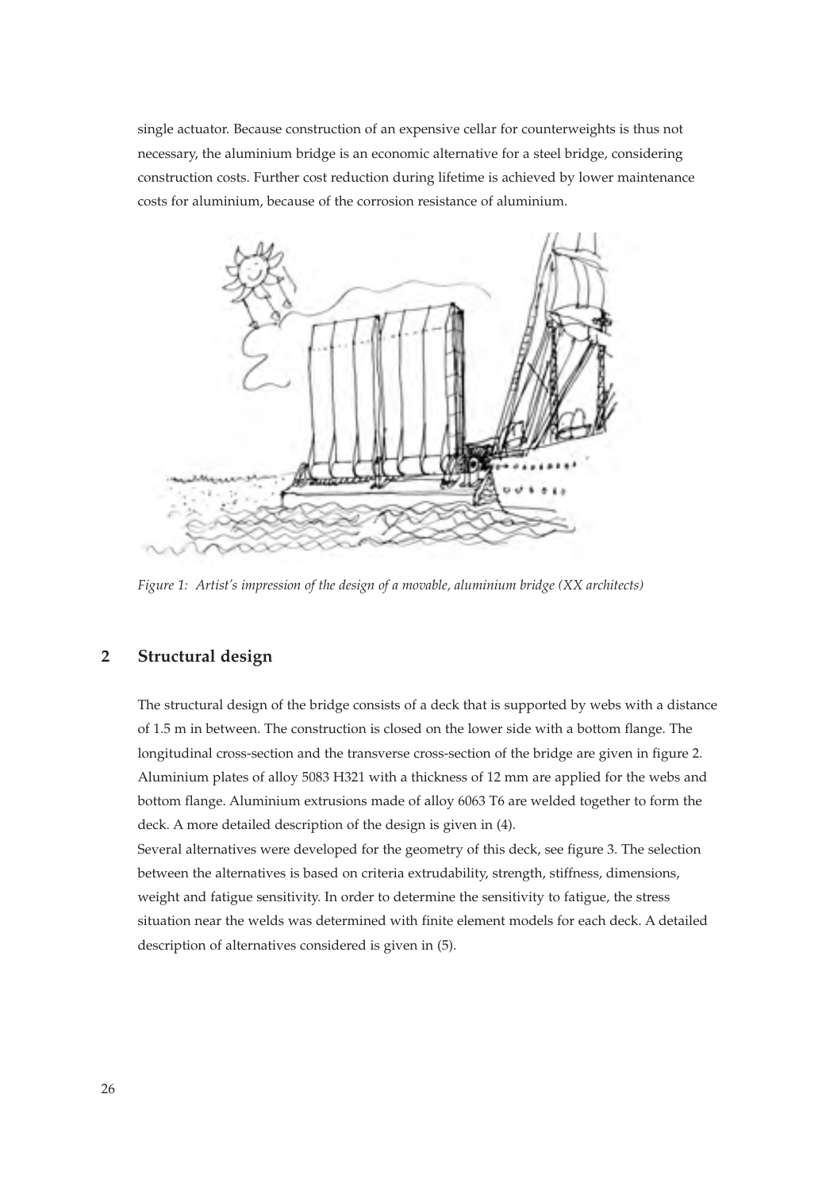single actuator. Because construction of an expensive cellar for counterweights is thus not necessary, the aluminium bridge is an economic alternative for a steel bridge, considering construction costs. Further cost reduction during lifetime is achieved by lower maintenance costs for aluminium, because of the corrosion resistance of aluminium.

*Figure 1: Artist's impression of the design of a movable, aluminium bridge (XX architects)*

## 2 Structural design

The structural design of the bridge consists of a deck that is supported by webs with a distance of 1.5 m in between. The construction is closed on the lower side with a bottom flange. The longitudinal cross-section and the transverse cross-section of the bridge are given in figure 2. Aluminium plates of alloy 5083 H321 with a thickness of 12 mm are applied for the webs and bottom flange. Aluminium extrusions made of alloy 6063 T6 are welded together to form the deck. A more detailed description of the design is given in (4).

Several alternatives were developed for the geometry of this deck, see figure 3. The selection between the alternatives is based on criteria extrudability, strength, stiffness, dimensions, weight and fatigue sensitivity. In order to determine the sensitivity to fatigue, the stress situation near the welds was determined with finite element models for each deck. A detailed description of alternatives considered is given in (5).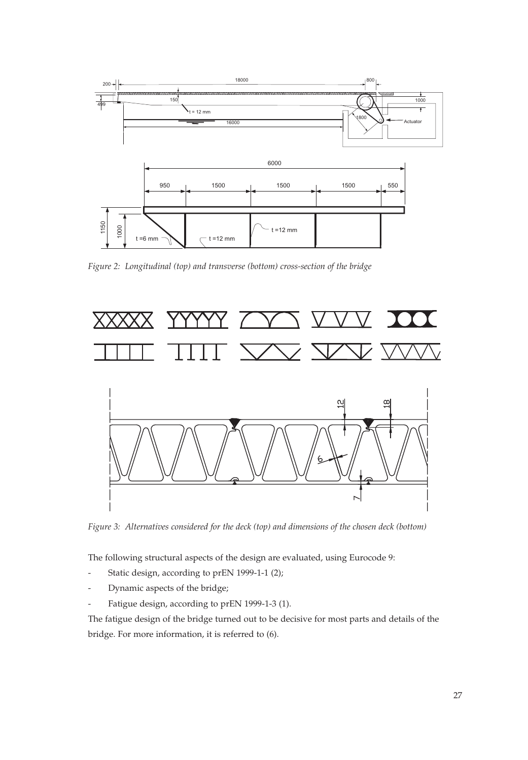*Figure 2: Longitudinal (top) and transverse (bottom) cross-section of the bridge*

*Figure 3: Alternatives considered for the deck (top) and dimensions of the chosen deck (bottom)*

The following structural aspects of the design are evaluated, using Eurocode 9:

- Static design, according to prEN 1999-1-1 (2);
- Dynamic aspects of the bridge;
- Fatigue design, according to prEN 1999-1-3 (1).

The fatigue design of the bridge turned out to be decisive for most parts and details of the bridge. For more information, it is referred to (6).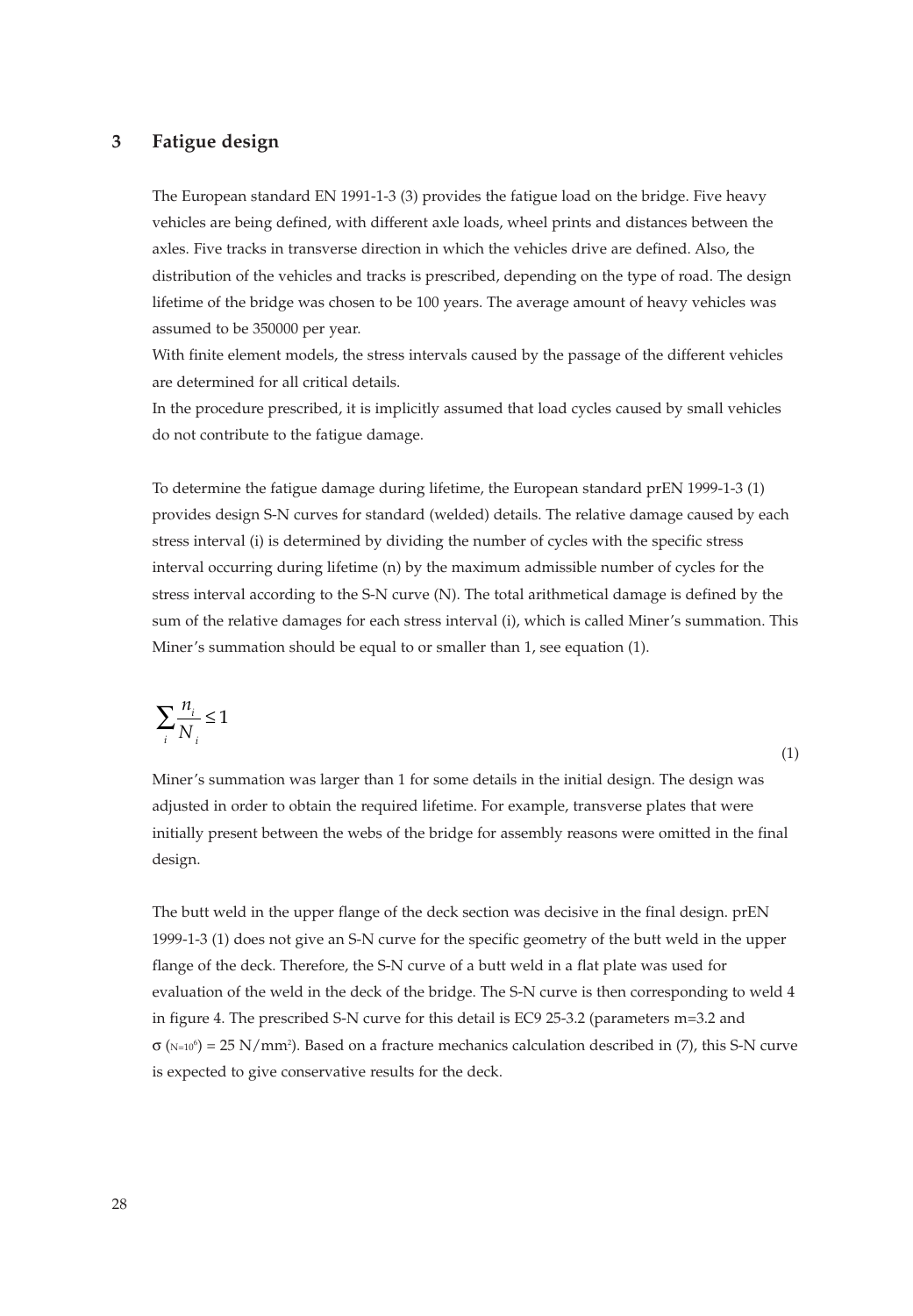## 3 Fatigue design

The European standard EN 1991-1-3 (3) provides the fatigue load on the bridge. Five heavy vehicles are being defined, with different axle loads, wheel prints and distances between the axles. Five tracks in transverse direction in which the vehicles drive are defined. Also, the distribution of the vehicles and tracks is prescribed, depending on the type of road. The design lifetime of the bridge was chosen to be 100 years. The average amount of heavy vehicles was assumed to be 350000 per year.

With finite element models, the stress intervals caused by the passage of the different vehicles are determined for all critical details.

In the procedure prescribed, it is implicitly assumed that load cycles caused by small vehicles do not contribute to the fatigue damage.

To determine the fatigue damage during lifetime, the European standard prEN 1999-1-3 (1) provides design S-N curves for standard (welded) details. The relative damage caused by each stress interval (i) is determined by dividing the number of cycles with the specific stress interval occurring during lifetime (n) by the maximum admissible number of cycles for the stress interval according to the S-N curve (N). The total arithmetical damage is defined by the sum of the relative damages for each stress interval (i), which is called Miner's summation. This Miner's summation should be equal to or smaller than 1, see equation (1).

$$\sum_i \frac{n_i}{N_i} \leq 1 \qquad (1)$$

Miner's summation was larger than 1 for some details in the initial design. The design was adjusted in order to obtain the required lifetime. For example, transverse plates that were initially present between the webs of the bridge for assembly reasons were omitted in the final design.

The butt weld in the upper flange of the deck section was decisive in the final design. prEN 1999-1-3 (1) does not give an S-N curve for the specific geometry of the butt weld in the upper flange of the deck. Therefore, the S-N curve of a butt weld in a flat plate was used for evaluation of the weld in the deck of the bridge. The S-N curve is then corresponding to weld 4 in figure 4. The prescribed S-N curve for this detail is EC9 25-3.2 (parameters m=3.2 and $\sigma_{(N=10^6)} = 25$ N/mm$^2$). Based on a fracture mechanics calculation described in (7), this S-N curve is expected to give conservative results for the deck.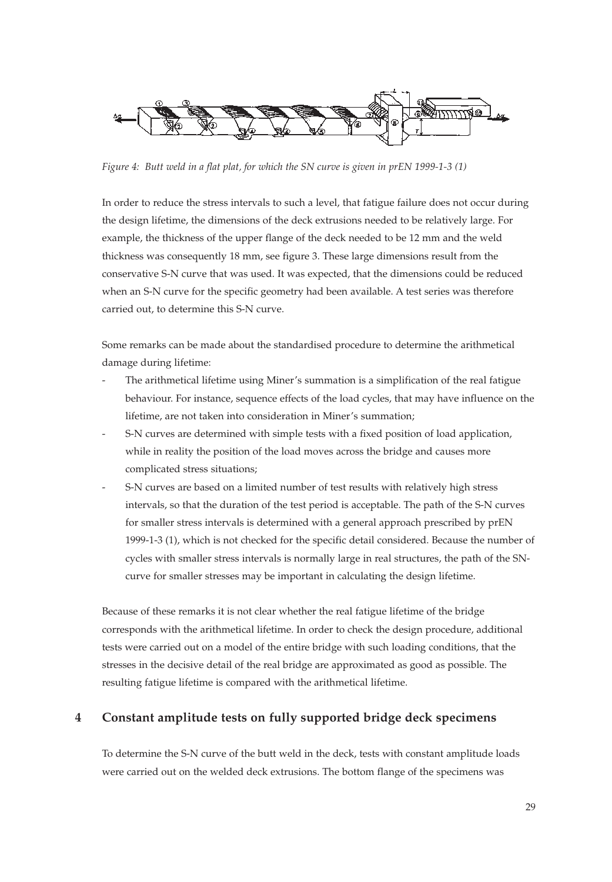*Figure 4: Butt weld in a flat plat, for which the SN curve is given in prEN 1999-1-3 (1)*

In order to reduce the stress intervals to such a level, that fatigue failure does not occur during the design lifetime, the dimensions of the deck extrusions needed to be relatively large. For example, the thickness of the upper flange of the deck needed to be 12 mm and the weld thickness was consequently 18 mm, see figure 3. These large dimensions result from the conservative S-N curve that was used. It was expected, that the dimensions could be reduced when an S-N curve for the specific geometry had been available. A test series was therefore carried out, to determine this S-N curve.

Some remarks can be made about the standardised procedure to determine the arithmetical damage during lifetime:

- The arithmetical lifetime using Miner's summation is a simplification of the real fatigue behaviour. For instance, sequence effects of the load cycles, that may have influence on the lifetime, are not taken into consideration in Miner's summation;
- S-N curves are determined with simple tests with a fixed position of load application, while in reality the position of the load moves across the bridge and causes more complicated stress situations;
- S-N curves are based on a limited number of test results with relatively high stress intervals, so that the duration of the test period is acceptable. The path of the S-N curves for smaller stress intervals is determined with a general approach prescribed by prEN 1999-1-3 (1), which is not checked for the specific detail considered. Because the number of cycles with smaller stress intervals is normally large in real structures, the path of the SN-curve for smaller stresses may be important in calculating the design lifetime.

Because of these remarks it is not clear whether the real fatigue lifetime of the bridge corresponds with the arithmetical lifetime. In order to check the design procedure, additional tests were carried out on a model of the entire bridge with such loading conditions, that the stresses in the decisive detail of the real bridge are approximated as good as possible. The resulting fatigue lifetime is compared with the arithmetical lifetime.

## 4 Constant amplitude tests on fully supported bridge deck specimens

To determine the S-N curve of the butt weld in the deck, tests with constant amplitude loads were carried out on the welded deck extrusions. The bottom flange of the specimens was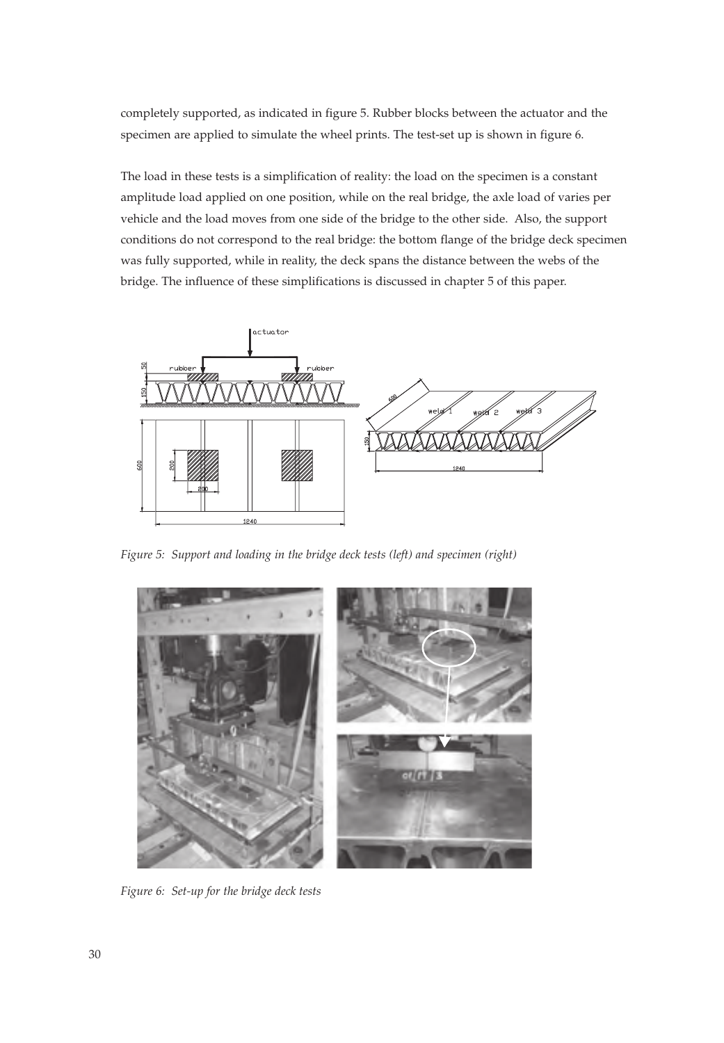completely supported, as indicated in figure 5. Rubber blocks between the actuator and the specimen are applied to simulate the wheel prints. The test-set up is shown in figure 6.

The load in these tests is a simplification of reality: the load on the specimen is a constant amplitude load applied on one position, while on the real bridge, the axle load of varies per vehicle and the load moves from one side of the bridge to the other side. Also, the support conditions do not correspond to the real bridge: the bottom flange of the bridge deck specimen was fully supported, while in reality, the deck spans the distance between the webs of the bridge. The influence of these simplifications is discussed in chapter 5 of this paper.

*Figure 5: Support and loading in the bridge deck tests (left) and specimen (right)*

*Figure 6: Set-up for the bridge deck tests*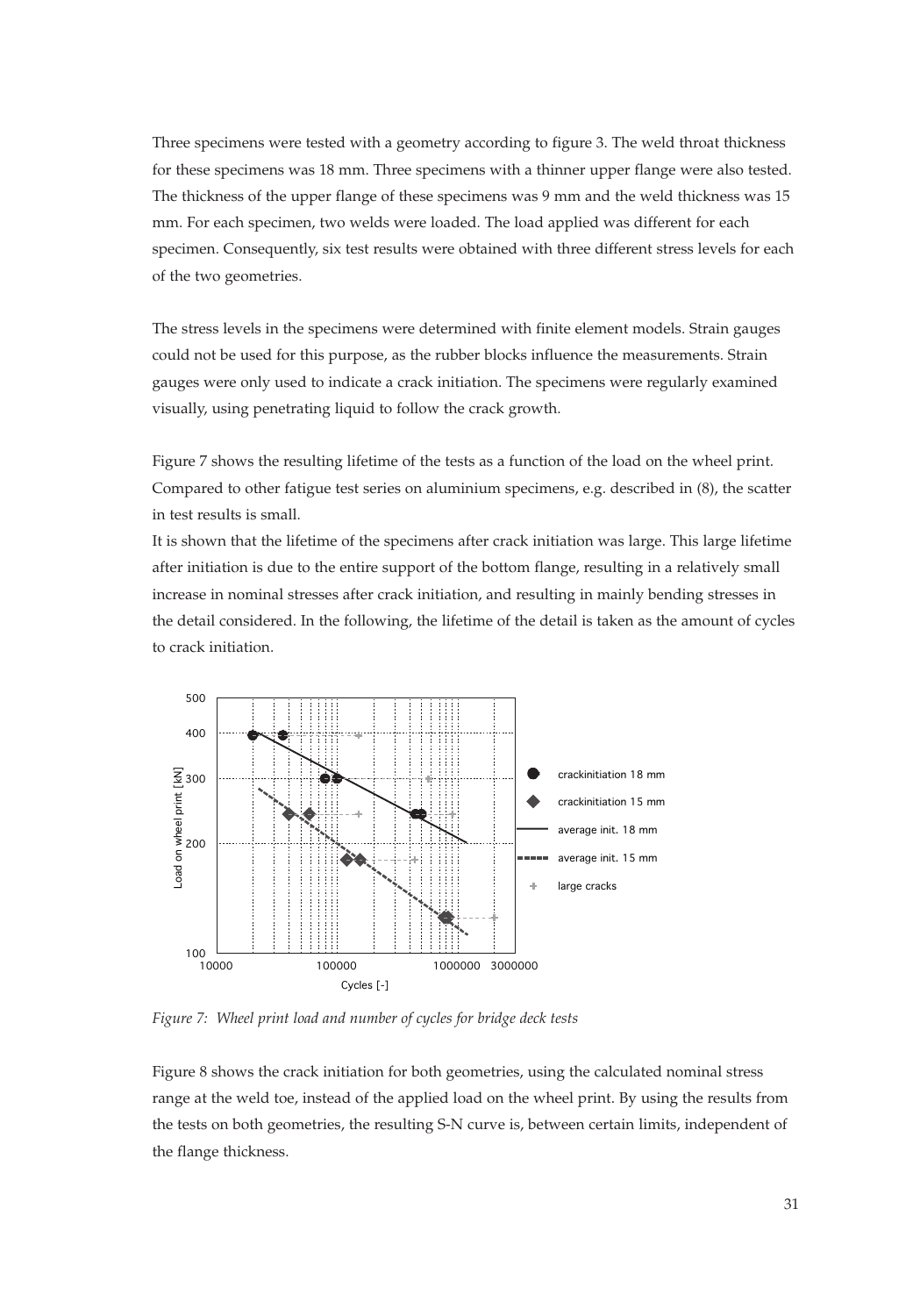Three specimens were tested with a geometry according to figure 3. The weld throat thickness for these specimens was 18 mm. Three specimens with a thinner upper flange were also tested. The thickness of the upper flange of these specimens was 9 mm and the weld thickness was 15 mm. For each specimen, two welds were loaded. The load applied was different for each specimen. Consequently, six test results were obtained with three different stress levels for each of the two geometries.

The stress levels in the specimens were determined with finite element models. Strain gauges could not be used for this purpose, as the rubber blocks influence the measurements. Strain gauges were only used to indicate a crack initiation. The specimens were regularly examined visually, using penetrating liquid to follow the crack growth.

Figure 7 shows the resulting lifetime of the tests as a function of the load on the wheel print. Compared to other fatigue test series on aluminium specimens, e.g. described in (8), the scatter in test results is small.

It is shown that the lifetime of the specimens after crack initiation was large. This large lifetime after initiation is due to the entire support of the bottom flange, resulting in a relatively small increase in nominal stresses after crack initiation, and resulting in mainly bending stresses in the detail considered. In the following, the lifetime of the detail is taken as the amount of cycles to crack initiation.

*Figure 7: Wheel print load and number of cycles for bridge deck tests*

Figure 8 shows the crack initiation for both geometries, using the calculated nominal stress range at the weld toe, instead of the applied load on the wheel print. By using the results from the tests on both geometries, the resulting S-N curve is, between certain limits, independent of the flange thickness.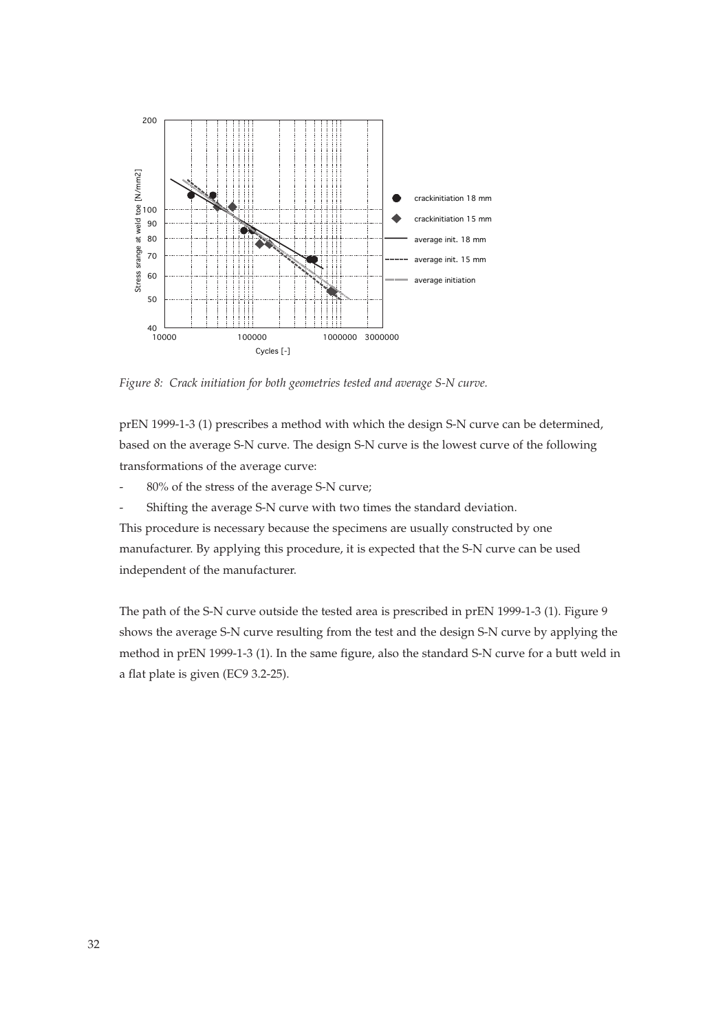*Figure 8: Crack initiation for both geometries tested and average S-N curve.*

prEN 1999-1-3 (1) prescribes a method with which the design S-N curve can be determined, based on the average S-N curve. The design S-N curve is the lowest curve of the following transformations of the average curve:

- 80% of the stress of the average S-N curve;
- Shifting the average S-N curve with two times the standard deviation.

This procedure is necessary because the specimens are usually constructed by one manufacturer. By applying this procedure, it is expected that the S-N curve can be used independent of the manufacturer.

The path of the S-N curve outside the tested area is prescribed in prEN 1999-1-3 (1). Figure 9 shows the average S-N curve resulting from the test and the design S-N curve by applying the method in prEN 1999-1-3 (1). In the same figure, also the standard S-N curve for a butt weld in a flat plate is given (EC9 3.2-25).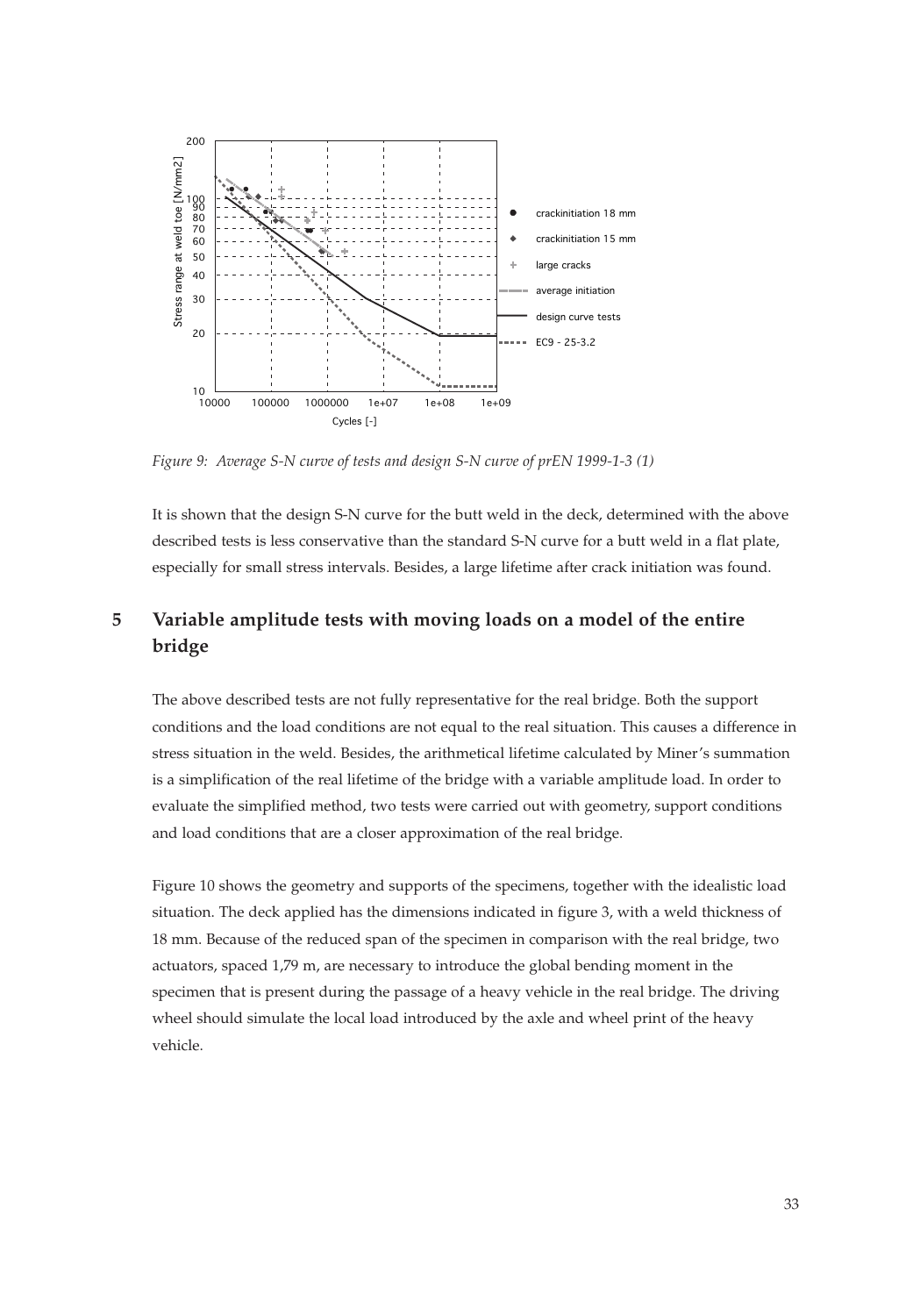*Figure 9: Average S-N curve of tests and design S-N curve of prEN 1999-1-3 (1)*

It is shown that the design S-N curve for the butt weld in the deck, determined with the above described tests is less conservative than the standard S-N curve for a butt weld in a flat plate, especially for small stress intervals. Besides, a large lifetime after crack initiation was found.

## 5 Variable amplitude tests with moving loads on a model of the entire bridge

The above described tests are not fully representative for the real bridge. Both the support conditions and the load conditions are not equal to the real situation. This causes a difference in stress situation in the weld. Besides, the arithmetical lifetime calculated by Miner's summation is a simplification of the real lifetime of the bridge with a variable amplitude load. In order to evaluate the simplified method, two tests were carried out with geometry, support conditions and load conditions that are a closer approximation of the real bridge.

Figure 10 shows the geometry and supports of the specimens, together with the idealistic load situation. The deck applied has the dimensions indicated in figure 3, with a weld thickness of 18 mm. Because of the reduced span of the specimen in comparison with the real bridge, two actuators, spaced 1,79 m, are necessary to introduce the global bending moment in the specimen that is present during the passage of a heavy vehicle in the real bridge. The driving wheel should simulate the local load introduced by the axle and wheel print of the heavy vehicle.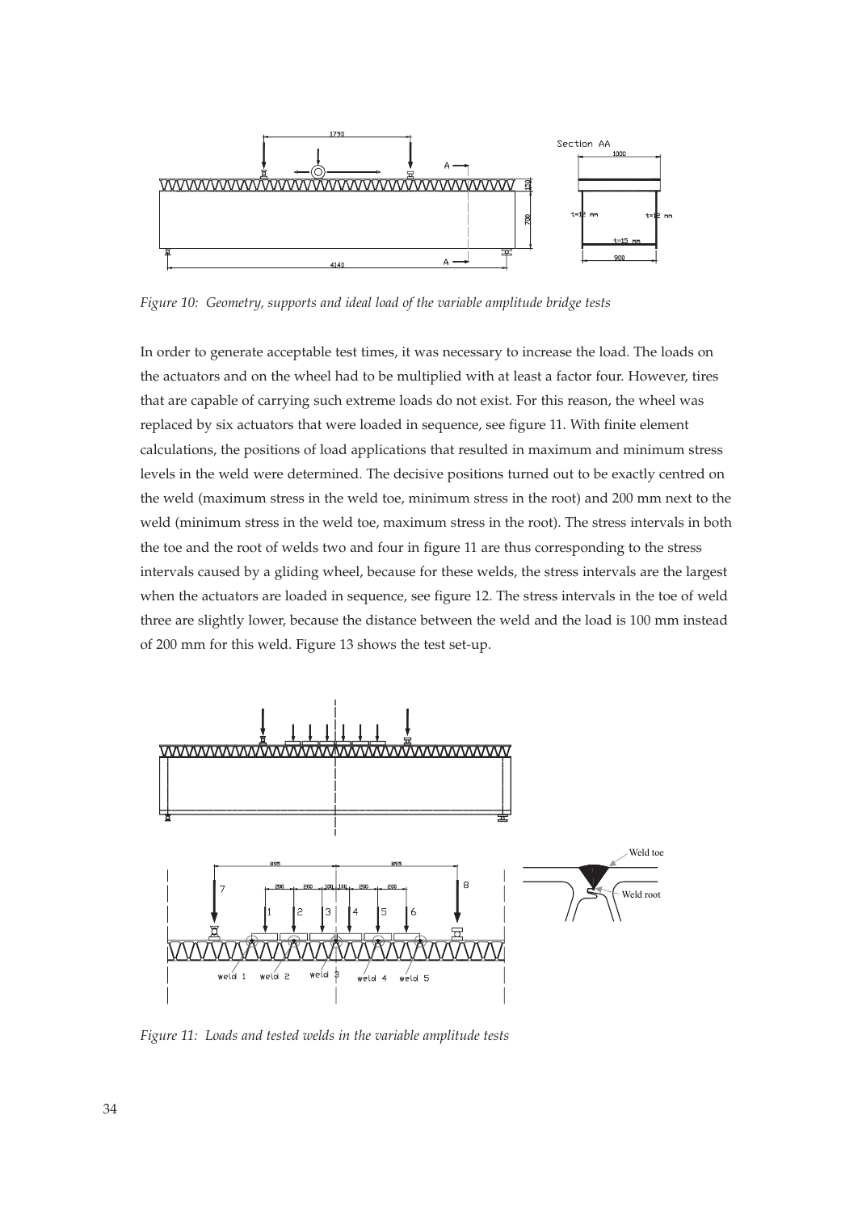*Figure 10: Geometry, supports and ideal load of the variable amplitude bridge tests*

In order to generate acceptable test times, it was necessary to increase the load. The loads on the actuators and on the wheel had to be multiplied with at least a factor four. However, tires that are capable of carrying such extreme loads do not exist. For this reason, the wheel was replaced by six actuators that were loaded in sequence, see figure 11. With finite element calculations, the positions of load applications that resulted in maximum and minimum stress levels in the weld were determined. The decisive positions turned out to be exactly centred on the weld (maximum stress in the weld toe, minimum stress in the root) and 200 mm next to the weld (minimum stress in the weld toe, maximum stress in the root). The stress intervals in both the toe and the root of welds two and four in figure 11 are thus corresponding to the stress intervals caused by a gliding wheel, because for these welds, the stress intervals are the largest when the actuators are loaded in sequence, see figure 12. The stress intervals in the toe of weld three are slightly lower, because the distance between the weld and the load is 100 mm instead of 200 mm for this weld. Figure 13 shows the test set-up.

*Figure 11: Loads and tested welds in the variable amplitude tests*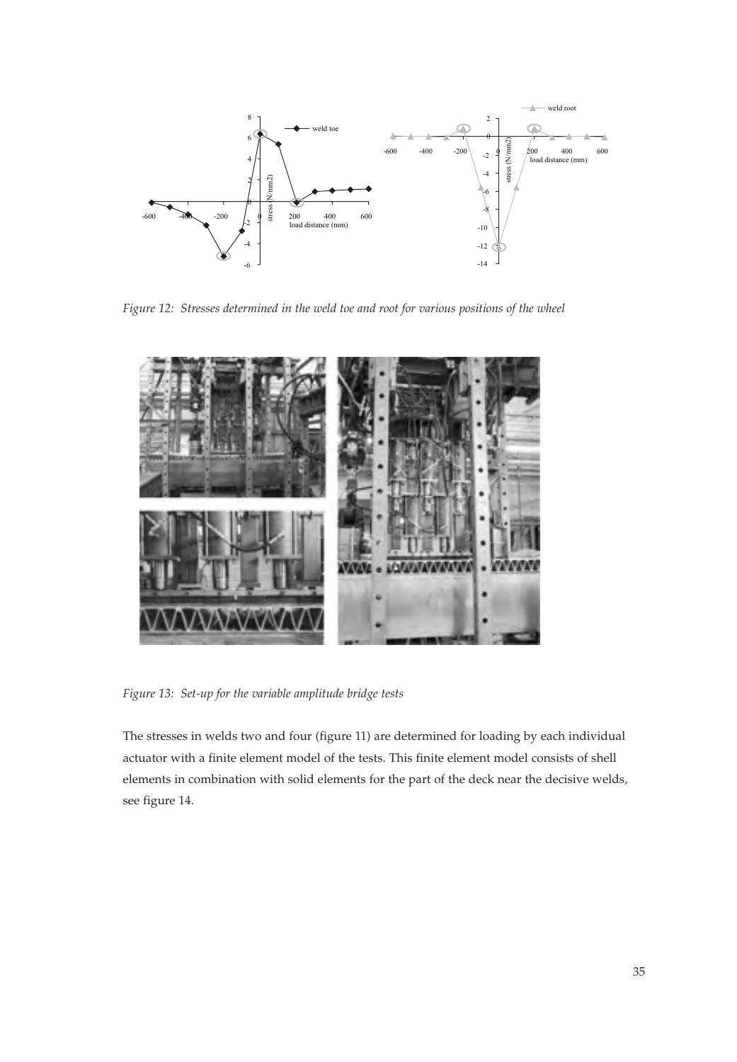*Figure 12: Stresses determined in the weld toe and root for various positions of the wheel*

*Figure 13: Set-up for the variable amplitude bridge tests*

The stresses in welds two and four (figure 11) are determined for loading by each individual actuator with a finite element model of the tests. This finite element model consists of shell elements in combination with solid elements for the part of the deck near the decisive welds, see figure 14.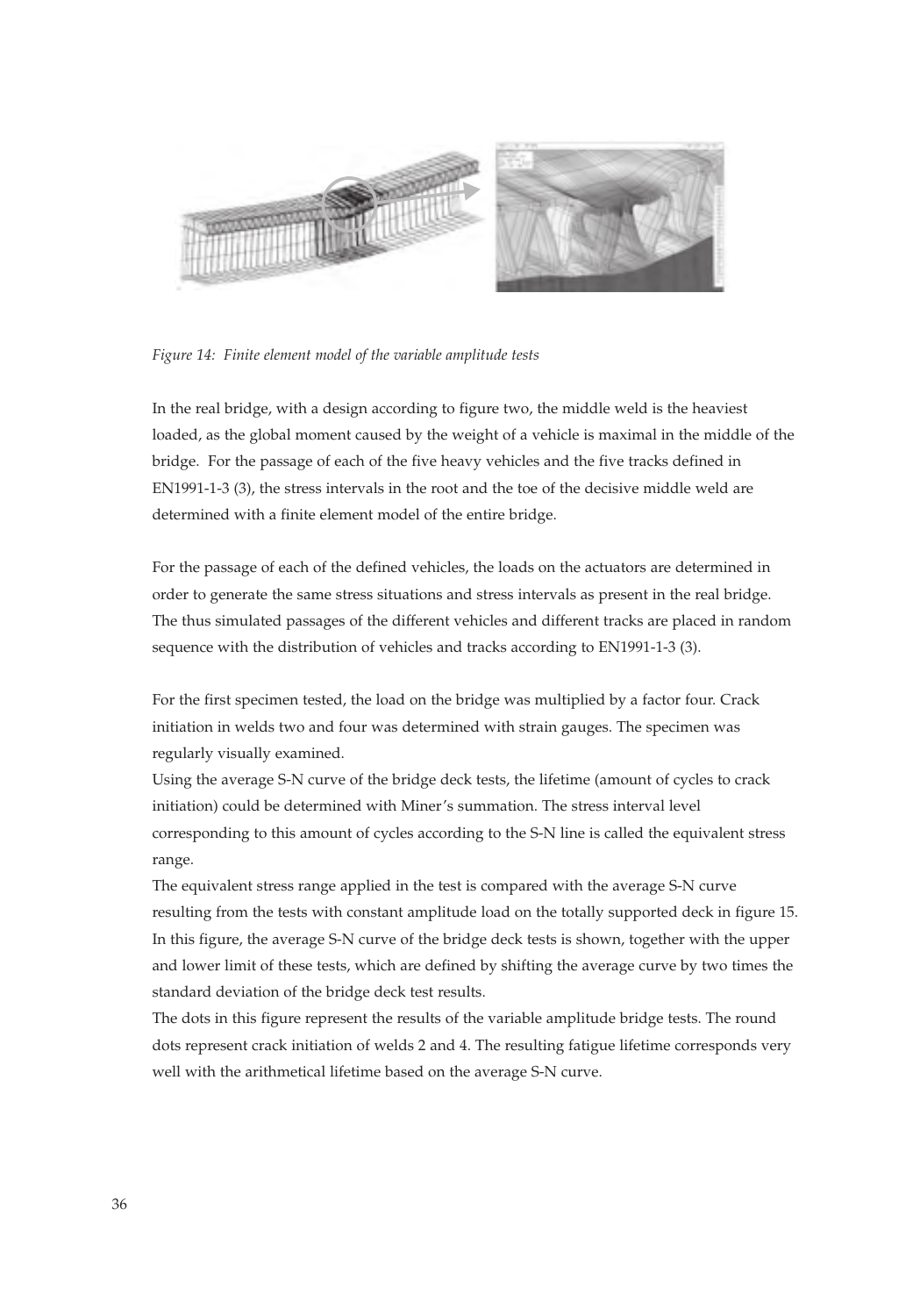*Figure 14: Finite element model of the variable amplitude tests*

In the real bridge, with a design according to figure two, the middle weld is the heaviest loaded, as the global moment caused by the weight of a vehicle is maximal in the middle of the bridge. For the passage of each of the five heavy vehicles and the five tracks defined in EN1991-1-3 (3), the stress intervals in the root and the toe of the decisive middle weld are determined with a finite element model of the entire bridge.

For the passage of each of the defined vehicles, the loads on the actuators are determined in order to generate the same stress situations and stress intervals as present in the real bridge. The thus simulated passages of the different vehicles and different tracks are placed in random sequence with the distribution of vehicles and tracks according to EN1991-1-3 (3).

For the first specimen tested, the load on the bridge was multiplied by a factor four. Crack initiation in welds two and four was determined with strain gauges. The specimen was regularly visually examined.

Using the average S-N curve of the bridge deck tests, the lifetime (amount of cycles to crack initiation) could be determined with Miner's summation. The stress interval level corresponding to this amount of cycles according to the S-N line is called the equivalent stress range.

The equivalent stress range applied in the test is compared with the average S-N curve resulting from the tests with constant amplitude load on the totally supported deck in figure 15. In this figure, the average S-N curve of the bridge deck tests is shown, together with the upper and lower limit of these tests, which are defined by shifting the average curve by two times the standard deviation of the bridge deck test results.

The dots in this figure represent the results of the variable amplitude bridge tests. The round dots represent crack initiation of welds 2 and 4. The resulting fatigue lifetime corresponds very well with the arithmetical lifetime based on the average S-N curve.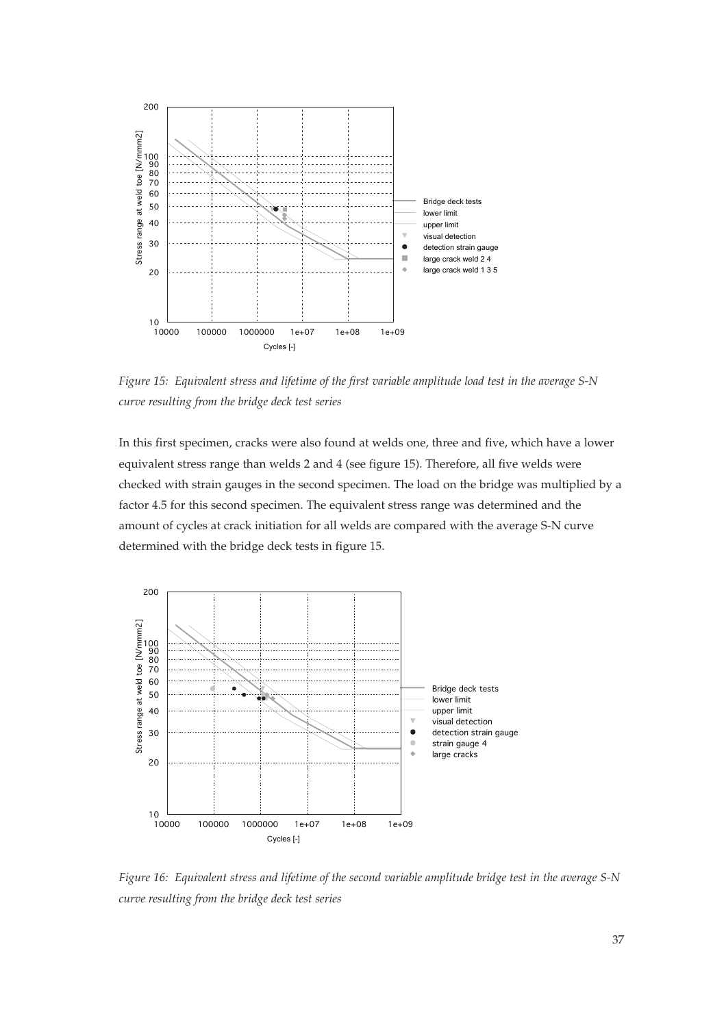*Figure 15: Equivalent stress and lifetime of the first variable amplitude load test in the average S-N curve resulting from the bridge deck test series*

In this first specimen, cracks were also found at welds one, three and five, which have a lower equivalent stress range than welds 2 and 4 (see figure 15). Therefore, all five welds were checked with strain gauges in the second specimen. The load on the bridge was multiplied by a factor 4.5 for this second specimen. The equivalent stress range was determined and the amount of cycles at crack initiation for all welds are compared with the average S-N curve determined with the bridge deck tests in figure 15.

*Figure 16: Equivalent stress and lifetime of the second variable amplitude bridge test in the average S-N curve resulting from the bridge deck test series*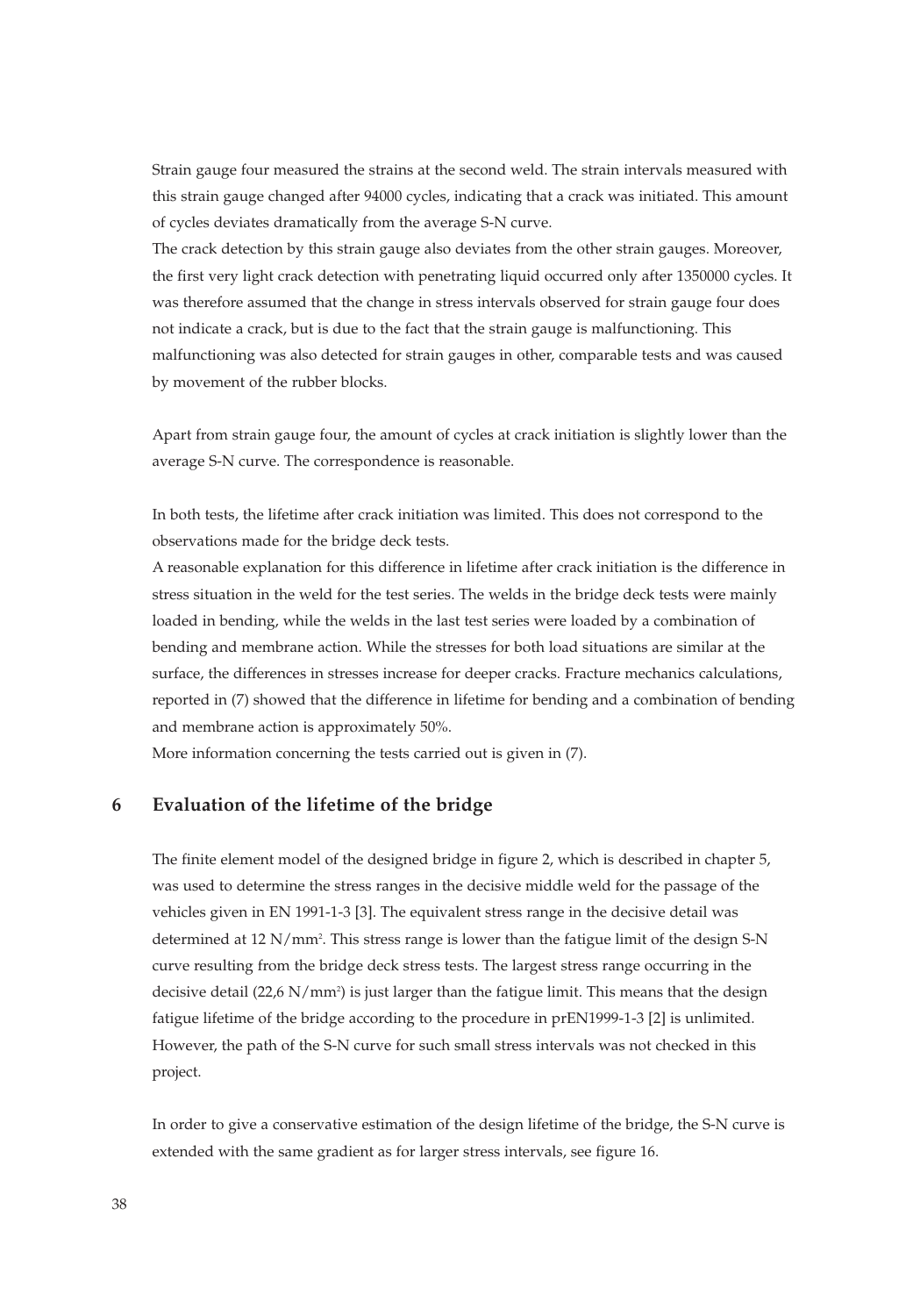Strain gauge four measured the strains at the second weld. The strain intervals measured with this strain gauge changed after 94000 cycles, indicating that a crack was initiated. This amount of cycles deviates dramatically from the average S-N curve.
The crack detection by this strain gauge also deviates from the other strain gauges. Moreover, the first very light crack detection with penetrating liquid occurred only after 1350000 cycles. It was therefore assumed that the change in stress intervals observed for strain gauge four does not indicate a crack, but is due to the fact that the strain gauge is malfunctioning. This malfunctioning was also detected for strain gauges in other, comparable tests and was caused by movement of the rubber blocks.

Apart from strain gauge four, the amount of cycles at crack initiation is slightly lower than the average S-N curve. The correspondence is reasonable.

In both tests, the lifetime after crack initiation was limited. This does not correspond to the observations made for the bridge deck tests.
A reasonable explanation for this difference in lifetime after crack initiation is the difference in stress situation in the weld for the test series. The welds in the bridge deck tests were mainly loaded in bending, while the welds in the last test series were loaded by a combination of bending and membrane action. While the stresses for both load situations are similar at the surface, the differences in stresses increase for deeper cracks. Fracture mechanics calculations, reported in (7) showed that the difference in lifetime for bending and a combination of bending and membrane action is approximately 50%.
More information concerning the tests carried out is given in (7).

## 6 Evaluation of the lifetime of the bridge

The finite element model of the designed bridge in figure 2, which is described in chapter 5, was used to determine the stress ranges in the decisive middle weld for the passage of the vehicles given in EN 1991-1-3 [3]. The equivalent stress range in the decisive detail was determined at 12 $N/mm^2$. This stress range is lower than the fatigue limit of the design S-N curve resulting from the bridge deck stress tests. The largest stress range occurring in the decisive detail (22,6 $N/mm^2$) is just larger than the fatigue limit. This means that the design fatigue lifetime of the bridge according to the procedure in prEN1999-1-3 [2] is unlimited. However, the path of the S-N curve for such small stress intervals was not checked in this project.

In order to give a conservative estimation of the design lifetime of the bridge, the S-N curve is extended with the same gradient as for larger stress intervals, see figure 16.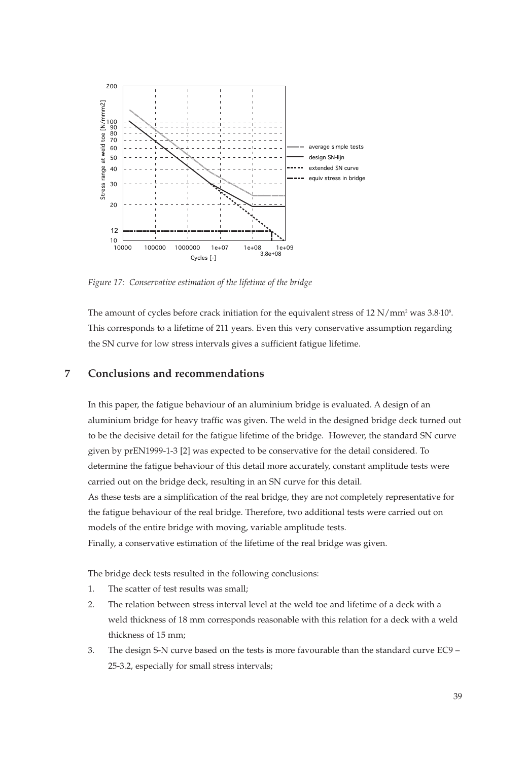*Figure 17: Conservative estimation of the lifetime of the bridge*

The amount of cycles before crack initiation for the equivalent stress of 12 N/mm² was $3.8 \cdot 10^8$. This corresponds to a lifetime of 211 years. Even this very conservative assumption regarding the SN curve for low stress intervals gives a sufficient fatigue lifetime.

## 7 Conclusions and recommendations

In this paper, the fatigue behaviour of an aluminium bridge is evaluated. A design of an aluminium bridge for heavy traffic was given. The weld in the designed bridge deck turned out to be the decisive detail for the fatigue lifetime of the bridge. However, the standard SN curve given by prEN1999-1-3 [2] was expected to be conservative for the detail considered. To determine the fatigue behaviour of this detail more accurately, constant amplitude tests were carried out on the bridge deck, resulting in an SN curve for this detail.
As these tests are a simplification of the real bridge, they are not completely representative for the fatigue behaviour of the real bridge. Therefore, two additional tests were carried out on models of the entire bridge with moving, variable amplitude tests.
Finally, a conservative estimation of the lifetime of the real bridge was given.

The bridge deck tests resulted in the following conclusions:

1. The scatter of test results was small;
2. The relation between stress interval level at the weld toe and lifetime of a deck with a weld thickness of 18 mm corresponds reasonable with this relation for a deck with a weld thickness of 15 mm;
3. The design S-N curve based on the tests is more favourable than the standard curve EC9 – 25-3.2, especially for small stress intervals;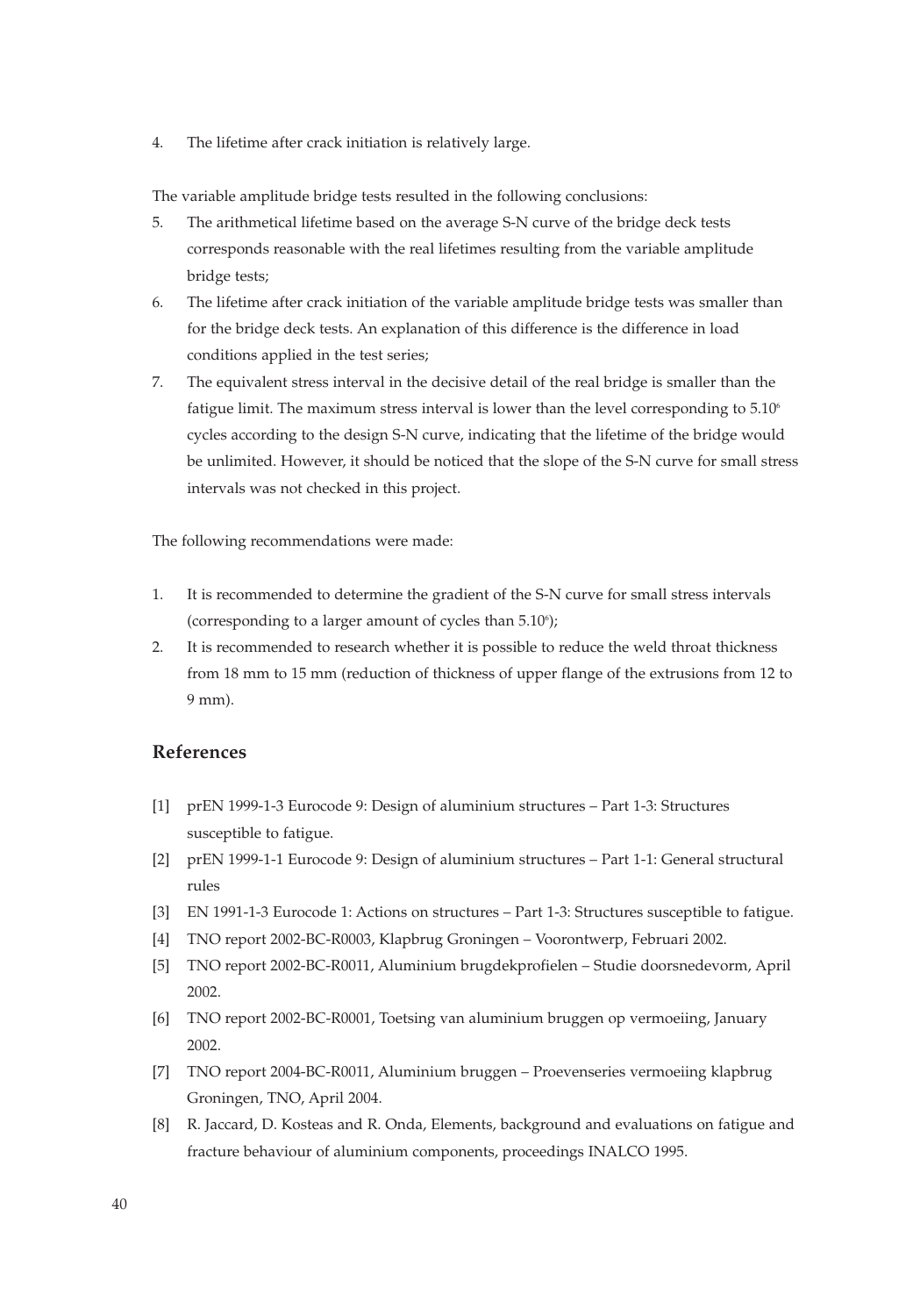4. The lifetime after crack initiation is relatively large.

The variable amplitude bridge tests resulted in the following conclusions:

5. The arithmetical lifetime based on the average S-N curve of the bridge deck tests corresponds reasonable with the real lifetimes resulting from the variable amplitude bridge tests;
6. The lifetime after crack initiation of the variable amplitude bridge tests was smaller than for the bridge deck tests. An explanation of this difference is the difference in load conditions applied in the test series;
7. The equivalent stress interval in the decisive detail of the real bridge is smaller than the fatigue limit. The maximum stress interval is lower than the level corresponding to $5.10^6$ cycles according to the design S-N curve, indicating that the lifetime of the bridge would be unlimited. However, it should be noticed that the slope of the S-N curve for small stress intervals was not checked in this project.

The following recommendations were made:

1. It is recommended to determine the gradient of the S-N curve for small stress intervals (corresponding to a larger amount of cycles than $5.10^6$);
2. It is recommended to research whether it is possible to reduce the weld throat thickness from 18 mm to 15 mm (reduction of thickness of upper flange of the extrusions from 12 to 9 mm).

## References

[1] prEN 1999-1-3 Eurocode 9: Design of aluminium structures – Part 1-3: Structures susceptible to fatigue.

[2] prEN 1999-1-1 Eurocode 9: Design of aluminium structures – Part 1-1: General structural rules

[3] EN 1991-1-3 Eurocode 1: Actions on structures – Part 1-3: Structures susceptible to fatigue.

[4] TNO report 2002-BC-R0003, Klapbrug Groningen – Voorontwerp, Februari 2002.

[5] TNO report 2002-BC-R0011, Aluminium brugdekprofielen – Studie doorsnedevorm, April 2002.

[6] TNO report 2002-BC-R0001, Toetsing van aluminium bruggen op vermoeiing, January 2002.

[7] TNO report 2004-BC-R0011, Aluminium bruggen – Proevenseries vermoeiing klapbrug Groningen, TNO, April 2004.

[8] R. Jaccard, D. Kosteas and R. Onda, Elements, background and evaluations on fatigue and fracture behaviour of aluminium components, proceedings INALCO 1995.